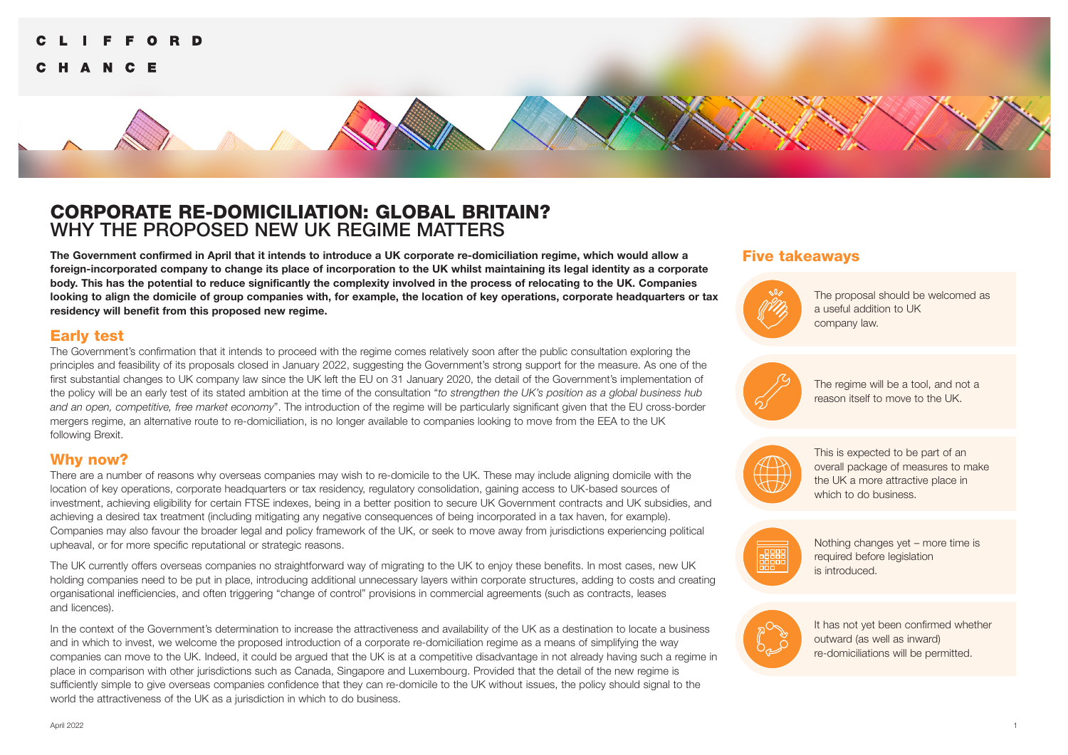# CORPORATE RE-DOMICILIATION: GLOBAL BRITAIN?
## WHY THE PROPOSED NEW UK REGIME MATTERS

**The Government confirmed in April that it intends to introduce a UK corporate re-domiciliation regime, which would allow a foreign-incorporated company to change its place of incorporation to the UK whilst maintaining its legal identity as a corporate body. This has the potential to reduce significantly the complexity involved in the process of relocating to the UK. Companies looking to align the domicile of group companies with, for example, the location of key operations, corporate headquarters or tax residency will benefit from this proposed new regime.**

## Early test

The Government's confirmation that it intends to proceed with the regime comes relatively soon after the public consultation exploring the principles and feasibility of its proposals closed in January 2022, suggesting the Government's strong support for the measure. As one of the first substantial changes to UK company law since the UK left the EU on 31 January 2020, the detail of the Government's implementation of the policy will be an early test of its stated ambition at the time of the consultation "*to strengthen the UK's position as a global business hub and an open, competitive, free market economy*". The introduction of the regime will be particularly significant given that the EU cross-border mergers regime, an alternative route to re-domiciliation, is no longer available to companies looking to move from the EEA to the UK following Brexit.

## Why now?

There are a number of reasons why overseas companies may wish to re-domicile to the UK. These may include aligning domicile with the location of key operations, corporate headquarters or tax residency, regulatory consolidation, gaining access to UK-based sources of investment, achieving eligibility for certain FTSE indexes, being in a better position to secure UK Government contracts and UK subsidies, and achieving a desired tax treatment (including mitigating any negative consequences of being incorporated in a tax haven, for example). Companies may also favour the broader legal and policy framework of the UK, or seek to move away from jurisdictions experiencing political upheaval, or for more specific reputational or strategic reasons.

The UK currently offers overseas companies no straightforward way of migrating to the UK to enjoy these benefits. In most cases, new UK holding companies need to be put in place, introducing additional unnecessary layers within corporate structures, adding to costs and creating organisational inefficiencies, and often triggering "change of control" provisions in commercial agreements (such as contracts, leases and licences).

In the context of the Government's determination to increase the attractiveness and availability of the UK as a destination to locate a business and in which to invest, we welcome the proposed introduction of a corporate re-domiciliation regime as a means of simplifying the way companies can move to the UK. Indeed, it could be argued that the UK is at a competitive disadvantage in not already having such a regime in place in comparison with other jurisdictions such as Canada, Singapore and Luxembourg. Provided that the detail of the new regime is sufficiently simple to give overseas companies confidence that they can re-domicile to the UK without issues, the policy should signal to the world the attractiveness of the UK as a jurisdiction in which to do business.

## Five takeaways

- The proposal should be welcomed as a useful addition to UK company law.
- The regime will be a tool, and not a reason itself to move to the UK.
- This is expected to be part of an overall package of measures to make the UK a more attractive place in which to do business.
- Nothing changes yet – more time is required before legislation is introduced.
- It has not yet been confirmed whether outward (as well as inward) re-domiciliations will be permitted.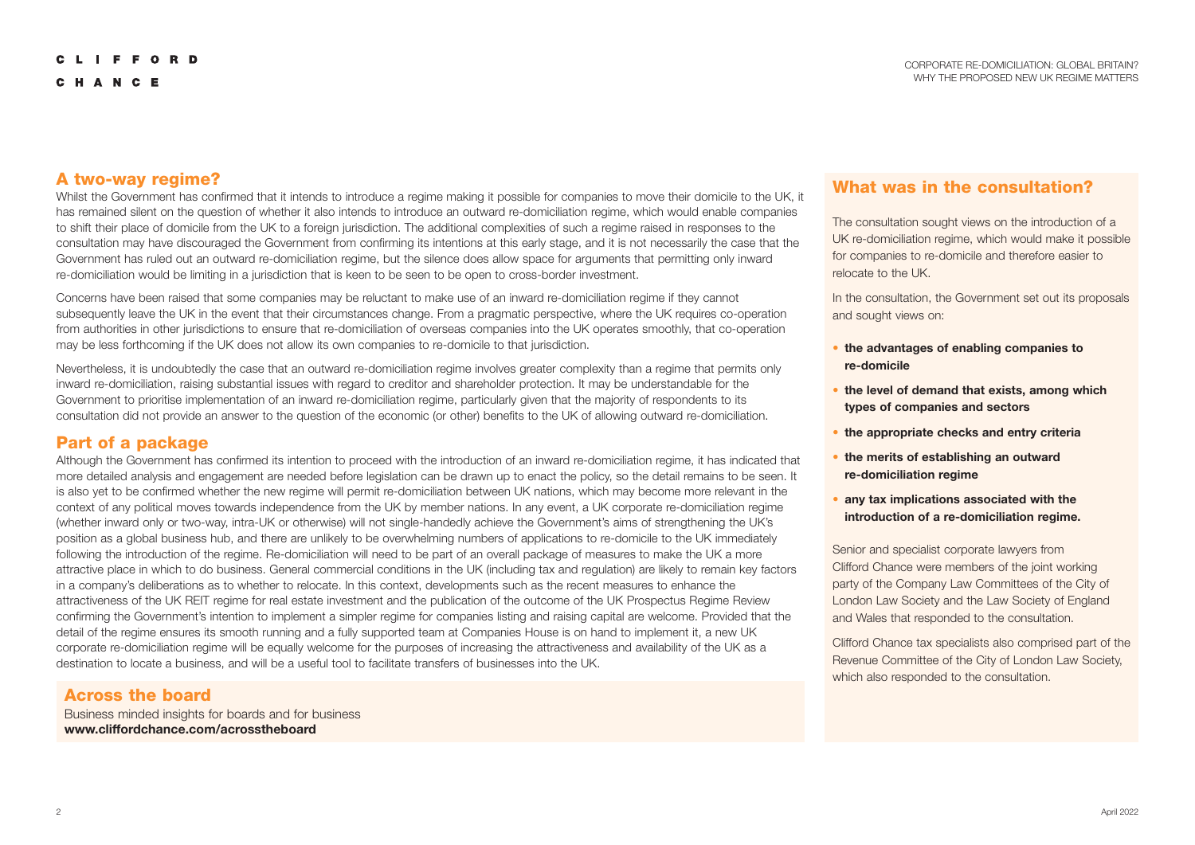## A two-way regime?

Whilst the Government has confirmed that it intends to introduce a regime making it possible for companies to move their domicile to the UK, it has remained silent on the question of whether it also intends to introduce an outward re-domiciliation regime, which would enable companies to shift their place of domicile from the UK to a foreign jurisdiction. The additional complexities of such a regime raised in responses to the consultation may have discouraged the Government from confirming its intentions at this early stage, and it is not necessarily the case that the Government has ruled out an outward re-domiciliation regime, but the silence does allow space for arguments that permitting only inward re-domiciliation would be limiting in a jurisdiction that is keen to be seen to be open to cross-border investment.

Concerns have been raised that some companies may be reluctant to make use of an inward re-domiciliation regime if they cannot subsequently leave the UK in the event that their circumstances change. From a pragmatic perspective, where the UK requires co-operation from authorities in other jurisdictions to ensure that re-domiciliation of overseas companies into the UK operates smoothly, that co-operation may be less forthcoming if the UK does not allow its own companies to re-domicile to that jurisdiction.

Nevertheless, it is undoubtedly the case that an outward re-domiciliation regime involves greater complexity than a regime that permits only inward re-domiciliation, raising substantial issues with regard to creditor and shareholder protection. It may be understandable for the Government to prioritise implementation of an inward re-domiciliation regime, particularly given that the majority of respondents to its consultation did not provide an answer to the question of the economic (or other) benefits to the UK of allowing outward re-domiciliation.

## Part of a package

Although the Government has confirmed its intention to proceed with the introduction of an inward re-domiciliation regime, it has indicated that more detailed analysis and engagement are needed before legislation can be drawn up to enact the policy, so the detail remains to be seen. It is also yet to be confirmed whether the new regime will permit re-domiciliation between UK nations, which may become more relevant in the context of any political moves towards independence from the UK by member nations. In any event, a UK corporate re-domiciliation regime (whether inward only or two-way, intra-UK or otherwise) will not single-handedly achieve the Government's aims of strengthening the UK's position as a global business hub, and there are unlikely to be overwhelming numbers of applications to re-domicile to the UK immediately following the introduction of the regime. Re-domiciliation will need to be part of an overall package of measures to make the UK a more attractive place in which to do business. General commercial conditions in the UK (including tax and regulation) are likely to remain key factors in a company's deliberations as to whether to relocate. In this context, developments such as the recent measures to enhance the attractiveness of the UK REIT regime for real estate investment and the publication of the outcome of the UK Prospectus Regime Review confirming the Government's intention to implement a simpler regime for companies listing and raising capital are welcome. Provided that the detail of the regime ensures its smooth running and a fully supported team at Companies House is on hand to implement it, a new UK corporate re-domiciliation regime will be equally welcome for the purposes of increasing the attractiveness and availability of the UK as a destination to locate a business, and will be a useful tool to facilitate transfers of businesses into the UK.

## Across the board

Business minded insights for boards and for business
**www.cliffordchance.com/acrosstheboard**

## What was in the consultation?

The consultation sought views on the introduction of a UK re-domiciliation regime, which would make it possible for companies to re-domicile and therefore easier to relocate to the UK.

In the consultation, the Government set out its proposals and sought views on:

- **the advantages of enabling companies to re-domicile**
- **the level of demand that exists, among which types of companies and sectors**
- **the appropriate checks and entry criteria**
- **the merits of establishing an outward re-domiciliation regime**
- **any tax implications associated with the introduction of a re-domiciliation regime.**

Senior and specialist corporate lawyers from Clifford Chance were members of the joint working party of the Company Law Committees of the City of London Law Society and the Law Society of England and Wales that responded to the consultation.

Clifford Chance tax specialists also comprised part of the Revenue Committee of the City of London Law Society, which also responded to the consultation.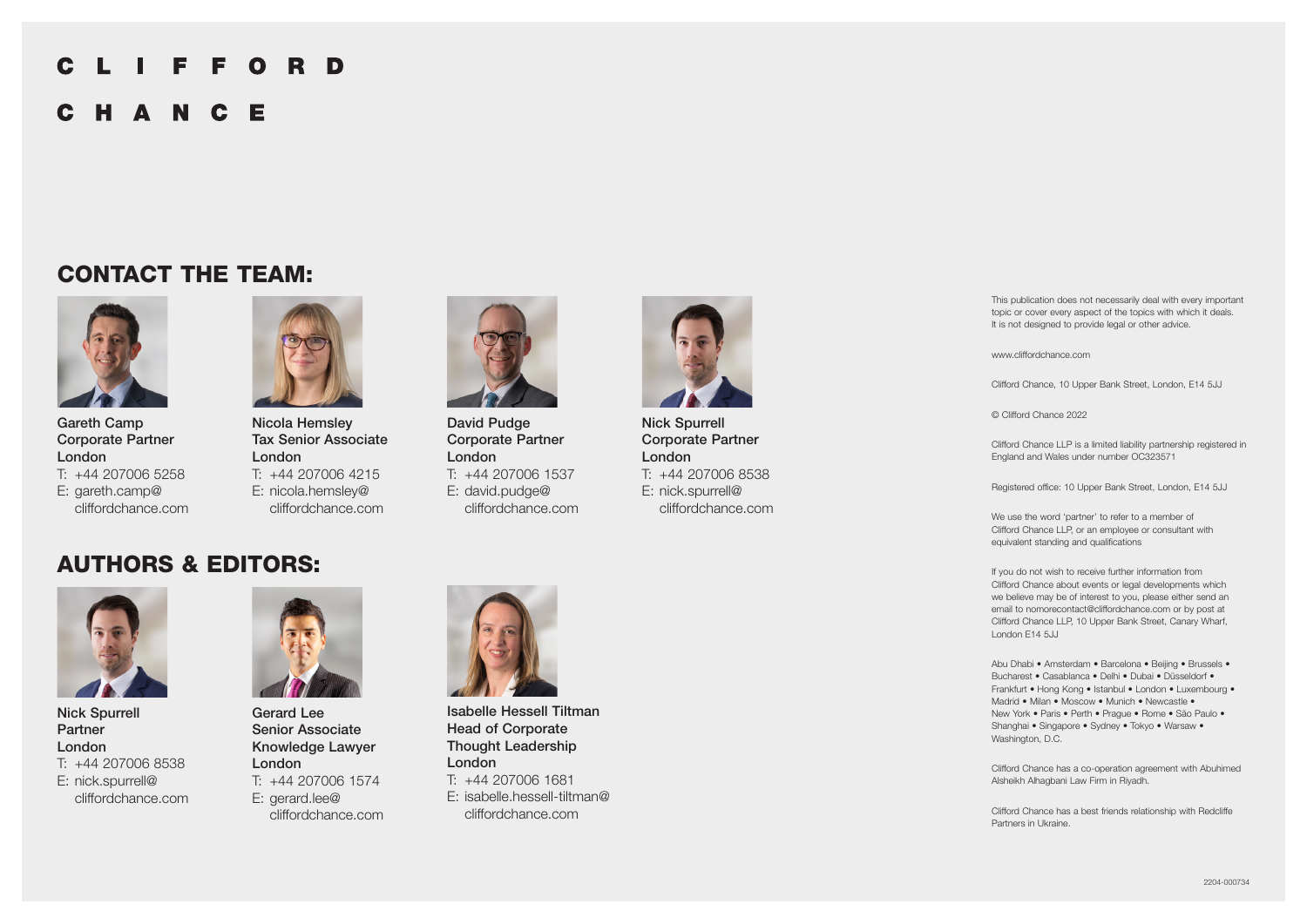# CLIFFORD CHANCE

## CONTACT THE TEAM:

**Gareth Camp**
Corporate Partner
London
T: +44 207006 5258
E: gareth.camp@cliffordchance.com

**Nicola Hemsley**
Tax Senior Associate
London
T: +44 207006 4215
E: nicola.hemsley@cliffordchance.com

**David Pudge**
Corporate Partner
London
T: +44 207006 1537
E: david.pudge@cliffordchance.com

**Nick Spurrell**
Corporate Partner
London
T: +44 207006 8538
E: nick.spurrell@cliffordchance.com

## AUTHORS & EDITORS:

**Nick Spurrell**
Partner
London
T: +44 207006 8538
E: nick.spurrell@cliffordchance.com

**Gerard Lee**
Senior Associate
Knowledge Lawyer
London
T: +44 207006 1574
E: gerard.lee@cliffordchance.com

**Isabelle Hessell Tiltman**
Head of Corporate
Thought Leadership
London
T: +44 207006 1681
E: isabelle.hessell-tiltman@cliffordchance.com

This publication does not necessarily deal with every important topic or cover every aspect of the topics with which it deals. It is not designed to provide legal or other advice.

www.cliffordchance.com

Clifford Chance, 10 Upper Bank Street, London, E14 5JJ

© Clifford Chance 2022

Clifford Chance LLP is a limited liability partnership registered in England and Wales under number OC323571

Registered office: 10 Upper Bank Street, London, E14 5JJ

We use the word 'partner' to refer to a member of Clifford Chance LLP, or an employee or consultant with equivalent standing and qualifications

If you do not wish to receive further information from Clifford Chance about events or legal developments which we believe may be of interest to you, please either send an email to nomorecontact@cliffordchance.com or by post at Clifford Chance LLP, 10 Upper Bank Street, Canary Wharf, London E14 5JJ

Abu Dhabi • Amsterdam • Barcelona • Beijing • Brussels • Bucharest • Casablanca • Delhi • Dubai • Düsseldorf • Frankfurt • Hong Kong • Istanbul • London • Luxembourg • Madrid • Milan • Moscow • Munich • Newcastle • New York • Paris • Perth • Prague • Rome • São Paulo • Shanghai • Singapore • Sydney • Tokyo • Warsaw • Washington, D.C.

Clifford Chance has a co-operation agreement with Abuhimed Alsheikh Alhagbani Law Firm in Riyadh.

Clifford Chance has a best friends relationship with Redcliffe Partners in Ukraine.

2204-000734